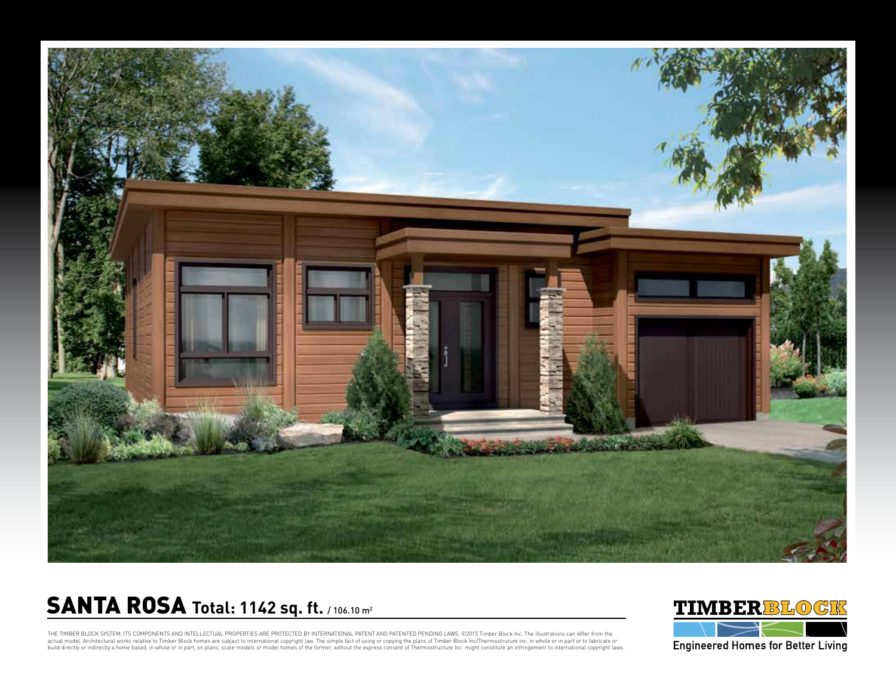# SANTA ROSA Total: 1142 sq. ft. / 106.10 m²

THE TIMBER BLOCK SYSTEM, ITS COMPONENTS AND INTELLECTUAL PROPERTIES ARE PROTECTED BY INTERNATIONAL PATENT AND PATENTED PENDING LAWS. ©2015 Timber Block Inc. The illustrations can differ from the actual model. Architectural works relative to Timber Block homes are subject to international copyright law. The simple fact of using or copying the plans of Timber Block Inc/Thermostruture inc. in whole or in part or to fabricate or build directly or indirectly a home based, in whole or in part, on plans, scale-models or model homes of the former, without the express consent of Thermostructure Inc. might constitute an infringement to international copyright laws.

TIMBERBLOCK

Engineered Homes for Better Living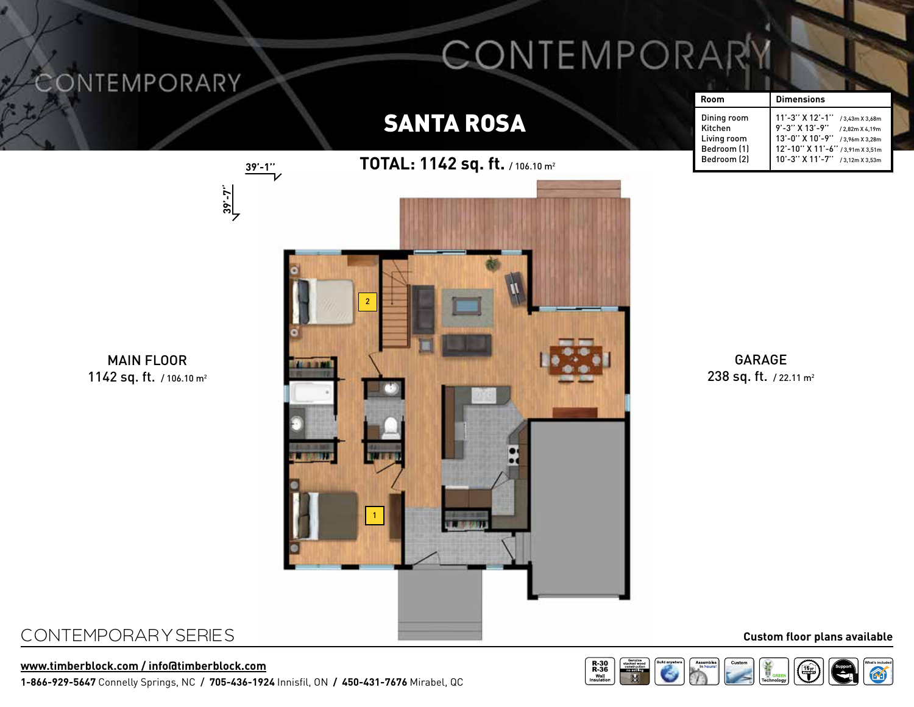CONTEMPORARY

# SANTA ROSA

| Room | Dimensions |
| --- | --- |
| Dining room | 11'-3'' X 12'-1'' / 3,43m X 3,68m |
| Kitchen | 9'-3'' X 13'-9'' / 2,82m X 4,19m |
| Living room | 13'-0'' X 10'-9'' / 3,96m X 3,28m |
| Bedroom (1) | 12'-10'' X 11'-6'' / 3,91m X 3,51m |
| Bedroom (2) | 10'-3'' X 11'-7'' / 3,12m X 3,53m |

**TOTAL: 1142 sq. ft.** / 106.10 m²

39'-1''

39'-7''

MAIN FLOOR
1142 sq. ft. / 106.10 m²

2

1

GARAGE
238 sq. ft. / 22.11 m²

CONTEMPORARY SERIES

**Custom floor plans available**

**www.timberblock.com / info@timberblock.com**

**1-866-929-5647** Connelly Springs, NC / **705-436-1924** Innisfil, ON / **450-431-7676** Mirabel, QC